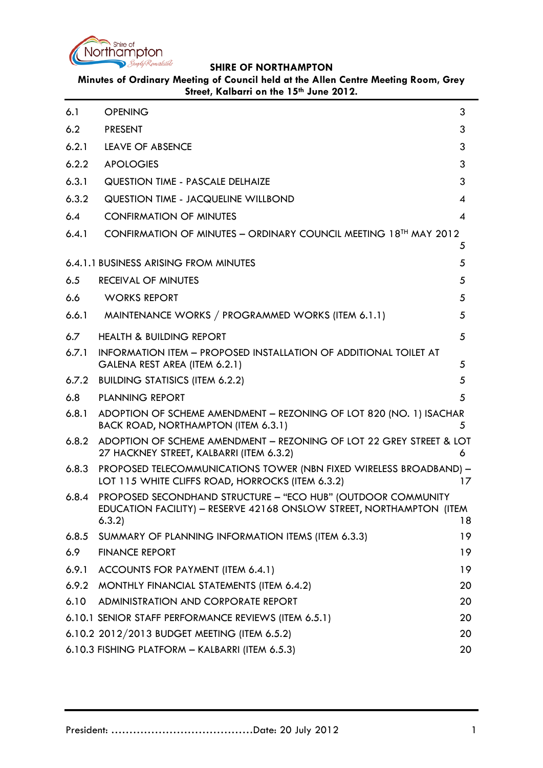**SHIRE OF NORTHAMPTON**

**Minutes of Ordinary Meeting of Council held at the Allen Centre Meeting Room, Grey Street, Kalbarri on the 15th June 2012.**

| | | |
|---|---|---|
| 6.1 | OPENING | 3 |
| 6.2 | PRESENT | 3 |
| 6.2.1 | LEAVE OF ABSENCE | 3 |
| 6.2.2 | APOLOGIES | 3 |
| 6.3.1 | QUESTION TIME - PASCALE DELHAIZE | 3 |
| 6.3.2 | QUESTION TIME - JACQUELINE WILLBOND | 4 |
| 6.4 | CONFIRMATION OF MINUTES | 4 |
| 6.4.1 | CONFIRMATION OF MINUTES – ORDINARY COUNCIL MEETING 18TH MAY 2012 | 5 |
| 6.4.1.1 | BUSINESS ARISING FROM MINUTES | 5 |
| 6.5 | RECEIVAL OF MINUTES | 5 |
| 6.6 | WORKS REPORT | 5 |
| 6.6.1 | MAINTENANCE WORKS / PROGRAMMED WORKS (ITEM 6.1.1) | 5 |
| 6.7 | HEALTH & BUILDING REPORT | 5 |
| 6.7.1 | INFORMATION ITEM – PROPOSED INSTALLATION OF ADDITIONAL TOILET AT GALENA REST AREA (ITEM 6.2.1) | 5 |
| 6.7.2 | BUILDING STATISICS (ITEM 6.2.2) | 5 |
| 6.8 | PLANNING REPORT | 5 |
| 6.8.1 | ADOPTION OF SCHEME AMENDMENT – REZONING OF LOT 820 (NO. 1) ISACHAR BACK ROAD, NORTHAMPTON (ITEM 6.3.1) | 5 |
| 6.8.2 | ADOPTION OF SCHEME AMENDMENT – REZONING OF LOT 22 GREY STREET & LOT 27 HACKNEY STREET, KALBARRI (ITEM 6.3.2) | 6 |
| 6.8.3 | PROPOSED TELECOMMUNICATIONS TOWER (NBN FIXED WIRELESS BROADBAND) – LOT 115 WHITE CLIFFS ROAD, HORROCKS (ITEM 6.3.2) | 17 |
| 6.8.4 | PROPOSED SECONDHAND STRUCTURE – "ECO HUB" (OUTDOOR COMMUNITY EDUCATION FACILITY) – RESERVE 42168 ONSLOW STREET, NORTHAMPTON (ITEM 6.3.2) | 18 |
| 6.8.5 | SUMMARY OF PLANNING INFORMATION ITEMS (ITEM 6.3.3) | 19 |
| 6.9 | FINANCE REPORT | 19 |
| 6.9.1 | ACCOUNTS FOR PAYMENT (ITEM 6.4.1) | 19 |
| 6.9.2 | MONTHLY FINANCIAL STATEMENTS (ITEM 6.4.2) | 20 |
| 6.10 | ADMINISTRATION AND CORPORATE REPORT | 20 |
| 6.10.1 | SENIOR STAFF PERFORMANCE REVIEWS (ITEM 6.5.1) | 20 |
| 6.10.2 | 2012/2013 BUDGET MEETING (ITEM 6.5.2) | 20 |
| 6.10.3 | FISHING PLATFORM – KALBARRI (ITEM 6.5.3) | 20 |

President: ………………………………….Date: 20 July 2012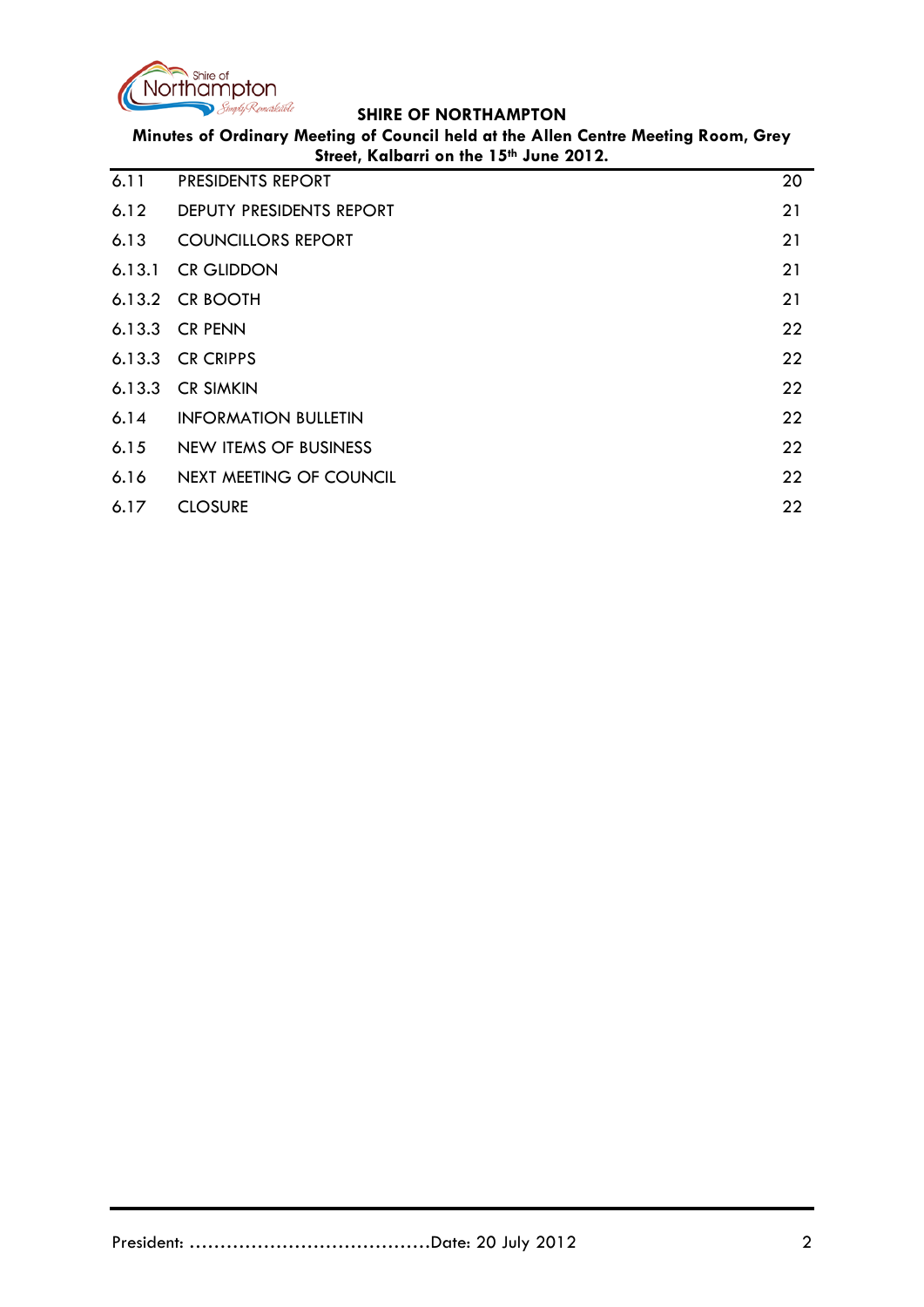| | | |
|---|---|---|
| 6.11 | PRESIDENTS REPORT | 20 |
| 6.12 | DEPUTY PRESIDENTS REPORT | 21 |
| 6.13 | COUNCILLORS REPORT | 21 |
| 6.13.1 | CR GLIDDON | 21 |
| 6.13.2 | CR BOOTH | 21 |
| 6.13.3 | CR PENN | 22 |
| 6.13.3 | CR CRIPPS | 22 |
| 6.13.3 | CR SIMKIN | 22 |
| 6.14 | INFORMATION BULLETIN | 22 |
| 6.15 | NEW ITEMS OF BUSINESS | 22 |
| 6.16 | NEXT MEETING OF COUNCIL | 22 |
| 6.17 | CLOSURE | 22 |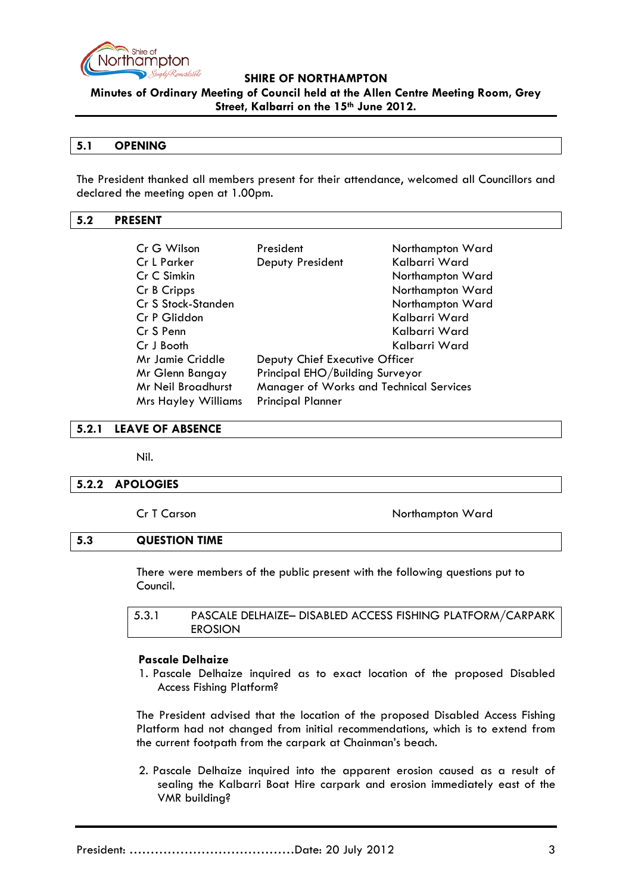**SHIRE OF NORTHAMPTON**

**Minutes of Ordinary Meeting of Council held at the Allen Centre Meeting Room, Grey Street, Kalbarri on the 15th June 2012.**

## 5.1 OPENING

The President thanked all members present for their attendance, welcomed all Councillors and declared the meeting open at 1.00pm.

## 5.2 PRESENT

| | | |
|---|---|---|
| Cr G Wilson | President | Northampton Ward |
| Cr L Parker | Deputy President | Kalbarri Ward |
| Cr C Simkin | | Northampton Ward |
| Cr B Cripps | | Northampton Ward |
| Cr S Stock-Standen | | Northampton Ward |
| Cr P Gliddon | | Kalbarri Ward |
| Cr S Penn | | Kalbarri Ward |
| Cr J Booth | | Kalbarri Ward |
| Mr Jamie Criddle | Deputy Chief Executive Officer | |
| Mr Glenn Bangay | Principal EHO/Building Surveyor | |
| Mr Neil Broadhurst | Manager of Works and Technical Services | |
| Mrs Hayley Williams | Principal Planner | |

## 5.2.1 LEAVE OF ABSENCE

Nil.

## 5.2.2 APOLOGIES

Cr T Carson — Northampton Ward

## 5.3 QUESTION TIME

There were members of the public present with the following questions put to Council.

### 5.3.1 PASCALE DELHAIZE– DISABLED ACCESS FISHING PLATFORM/CARPARK EROSION

**Pascale Delhaize**

1. Pascale Delhaize inquired as to exact location of the proposed Disabled Access Fishing Platform?

The President advised that the location of the proposed Disabled Access Fishing Platform had not changed from initial recommendations, which is to extend from the current footpath from the carpark at Chainman's beach.

2. Pascale Delhaize inquired into the apparent erosion caused as a result of sealing the Kalbarri Boat Hire carpark and erosion immediately east of the VMR building?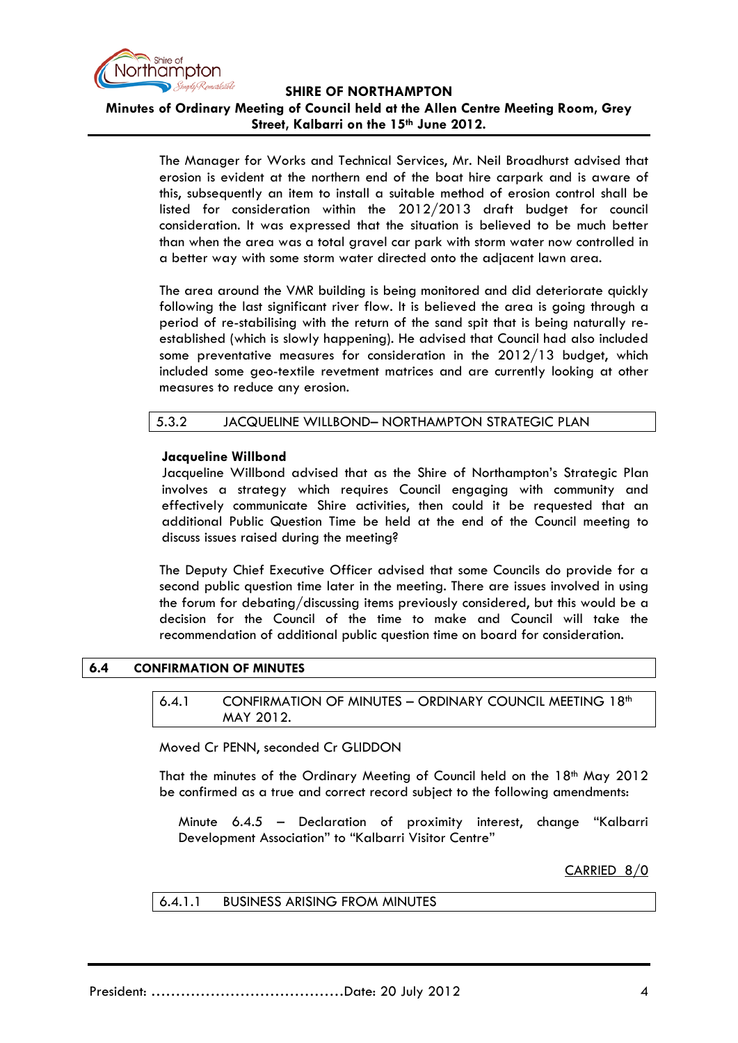The Manager for Works and Technical Services, Mr. Neil Broadhurst advised that erosion is evident at the northern end of the boat hire carpark and is aware of this, subsequently an item to install a suitable method of erosion control shall be listed for consideration within the 2012/2013 draft budget for council consideration. It was expressed that the situation is believed to be much better than when the area was a total gravel car park with storm water now controlled in a better way with some storm water directed onto the adjacent lawn area.

The area around the VMR building is being monitored and did deteriorate quickly following the last significant river flow. It is believed the area is going through a period of re-stabilising with the return of the sand spit that is being naturally re-established (which is slowly happening). He advised that Council had also included some preventative measures for consideration in the 2012/13 budget, which included some geo-textile revetment matrices and are currently looking at other measures to reduce any erosion.

### 5.3.2 JACQUELINE WILLBOND– NORTHAMPTON STRATEGIC PLAN

**Jacqueline Willbond**

Jacqueline Willbond advised that as the Shire of Northampton's Strategic Plan involves a strategy which requires Council engaging with community and effectively communicate Shire activities, then could it be requested that an additional Public Question Time be held at the end of the Council meeting to discuss issues raised during the meeting?

The Deputy Chief Executive Officer advised that some Councils do provide for a second public question time later in the meeting. There are issues involved in using the forum for debating/discussing items previously considered, but this would be a decision for the Council of the time to make and Council will take the recommendation of additional public question time on board for consideration.

## 6.4 CONFIRMATION OF MINUTES

### 6.4.1 CONFIRMATION OF MINUTES – ORDINARY COUNCIL MEETING 18th MAY 2012.

Moved Cr PENN, seconded Cr GLIDDON

That the minutes of the Ordinary Meeting of Council held on the 18th May 2012 be confirmed as a true and correct record subject to the following amendments:

> Minute 6.4.5 – Declaration of proximity interest, change "Kalbarri Development Association" to "Kalbarri Visitor Centre"

CARRIED 8/0

### 6.4.1.1 BUSINESS ARISING FROM MINUTES

President: .......................................Date: 20 July 2012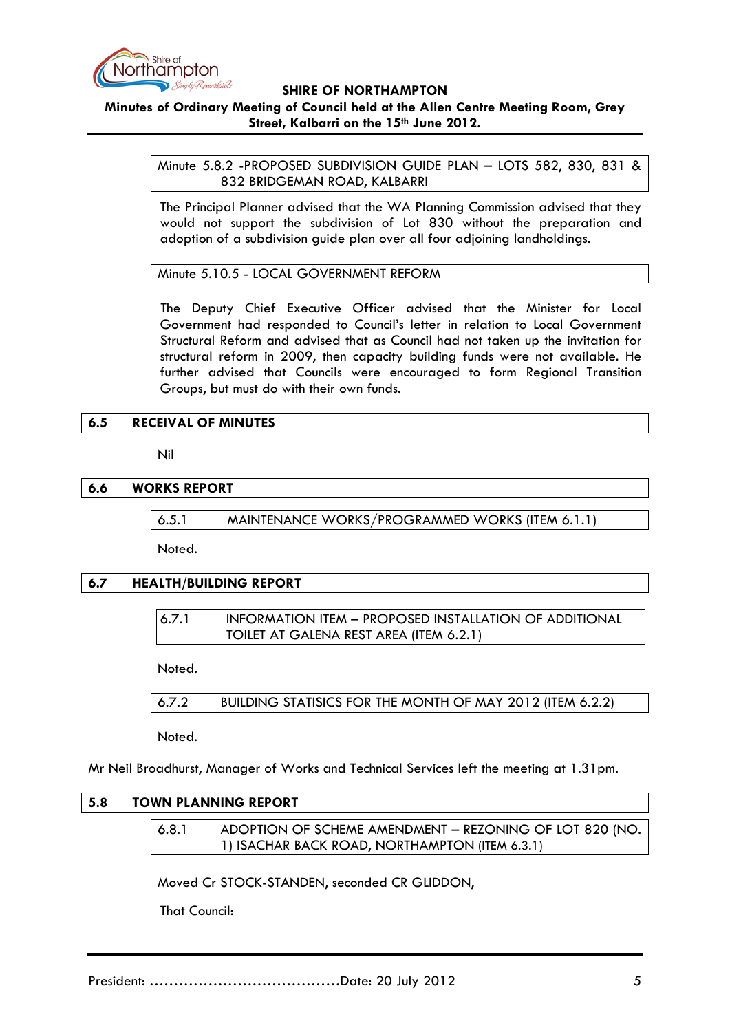Minute 5.8.2 -PROPOSED SUBDIVISION GUIDE PLAN – LOTS 582, 830, 831 & 832 BRIDGEMAN ROAD, KALBARRI

The Principal Planner advised that the WA Planning Commission advised that they would not support the subdivision of Lot 830 without the preparation and adoption of a subdivision guide plan over all four adjoining landholdings.

Minute 5.10.5 - LOCAL GOVERNMENT REFORM

The Deputy Chief Executive Officer advised that the Minister for Local Government had responded to Council's letter in relation to Local Government Structural Reform and advised that as Council had not taken up the invitation for structural reform in 2009, then capacity building funds were not available. He further advised that Councils were encouraged to form Regional Transition Groups, but must do with their own funds.

## 6.5 RECEIVAL OF MINUTES

Nil

## 6.6 WORKS REPORT

6.5.1 MAINTENANCE WORKS/PROGRAMMED WORKS (ITEM 6.1.1)

Noted.

## 6.7 HEALTH/BUILDING REPORT

6.7.1 INFORMATION ITEM – PROPOSED INSTALLATION OF ADDITIONAL TOILET AT GALENA REST AREA (ITEM 6.2.1)

Noted.

6.7.2 BUILDING STATISICS FOR THE MONTH OF MAY 2012 (ITEM 6.2.2)

Noted.

Mr Neil Broadhurst, Manager of Works and Technical Services left the meeting at 1.31pm.

## 5.8 TOWN PLANNING REPORT

6.8.1 ADOPTION OF SCHEME AMENDMENT – REZONING OF LOT 820 (NO. 1) ISACHAR BACK ROAD, NORTHAMPTON (ITEM 6.3.1)

Moved Cr STOCK-STANDEN, seconded CR GLIDDON,

That Council: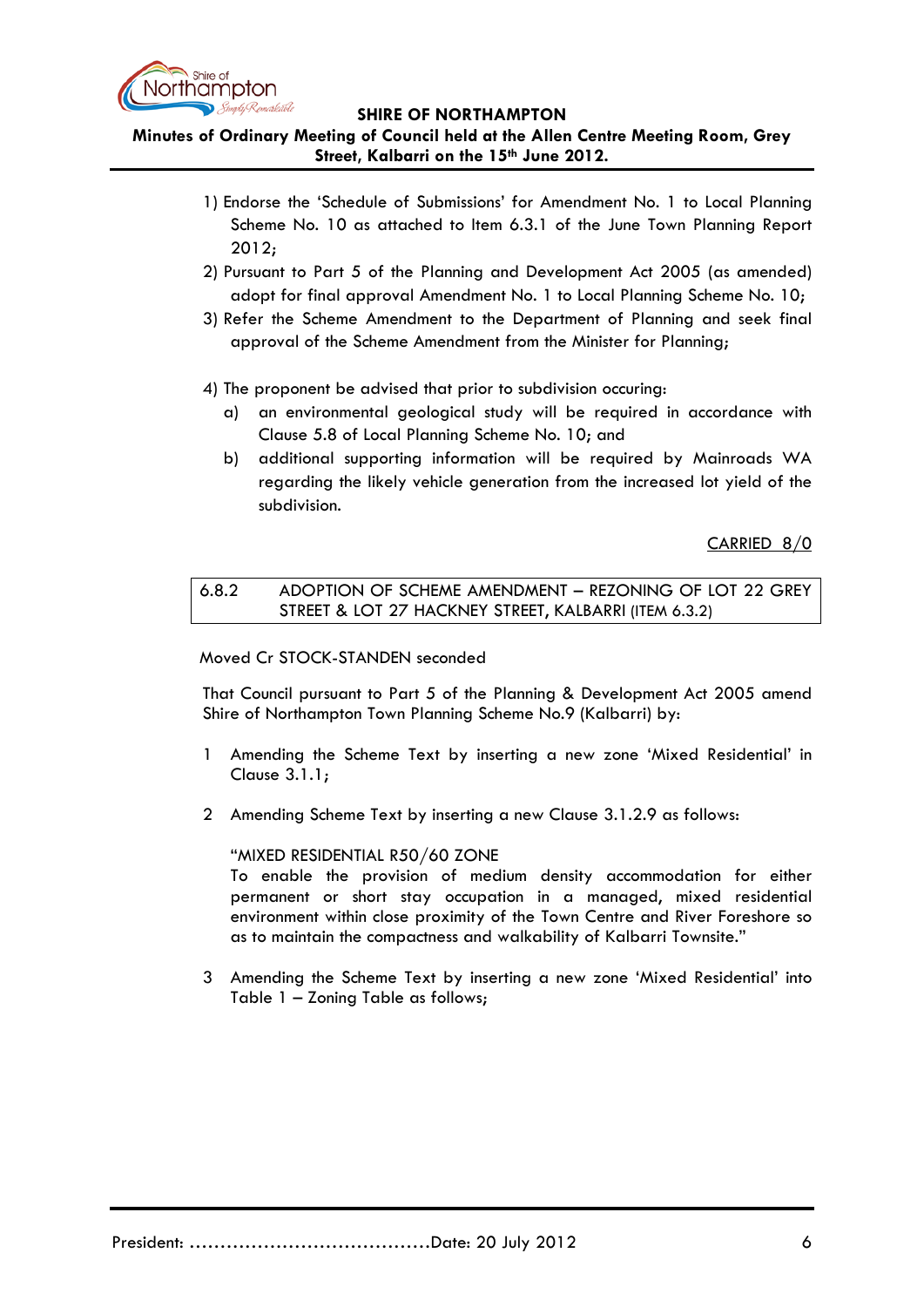1) Endorse the 'Schedule of Submissions' for Amendment No. 1 to Local Planning Scheme No. 10 as attached to Item 6.3.1 of the June Town Planning Report 2012;
2) Pursuant to Part 5 of the Planning and Development Act 2005 (as amended) adopt for final approval Amendment No. 1 to Local Planning Scheme No. 10;
3) Refer the Scheme Amendment to the Department of Planning and seek final approval of the Scheme Amendment from the Minister for Planning;

4) The proponent be advised that prior to subdivision occuring:
   a) an environmental geological study will be required in accordance with Clause 5.8 of Local Planning Scheme No. 10; and
   b) additional supporting information will be required by Mainroads WA regarding the likely vehicle generation from the increased lot yield of the subdivision.

CARRIED 8/0

### 6.8.2 ADOPTION OF SCHEME AMENDMENT – REZONING OF LOT 22 GREY STREET & LOT 27 HACKNEY STREET, KALBARRI (ITEM 6.3.2)

Moved Cr STOCK-STANDEN seconded

That Council pursuant to Part 5 of the Planning & Development Act 2005 amend Shire of Northampton Town Planning Scheme No.9 (Kalbarri) by:

1 Amending the Scheme Text by inserting a new zone 'Mixed Residential' in Clause 3.1.1;

2 Amending Scheme Text by inserting a new Clause 3.1.2.9 as follows:

"MIXED RESIDENTIAL R50/60 ZONE
To enable the provision of medium density accommodation for either permanent or short stay occupation in a managed, mixed residential environment within close proximity of the Town Centre and River Foreshore so as to maintain the compactness and walkability of Kalbarri Townsite."

3 Amending the Scheme Text by inserting a new zone 'Mixed Residential' into Table 1 – Zoning Table as follows;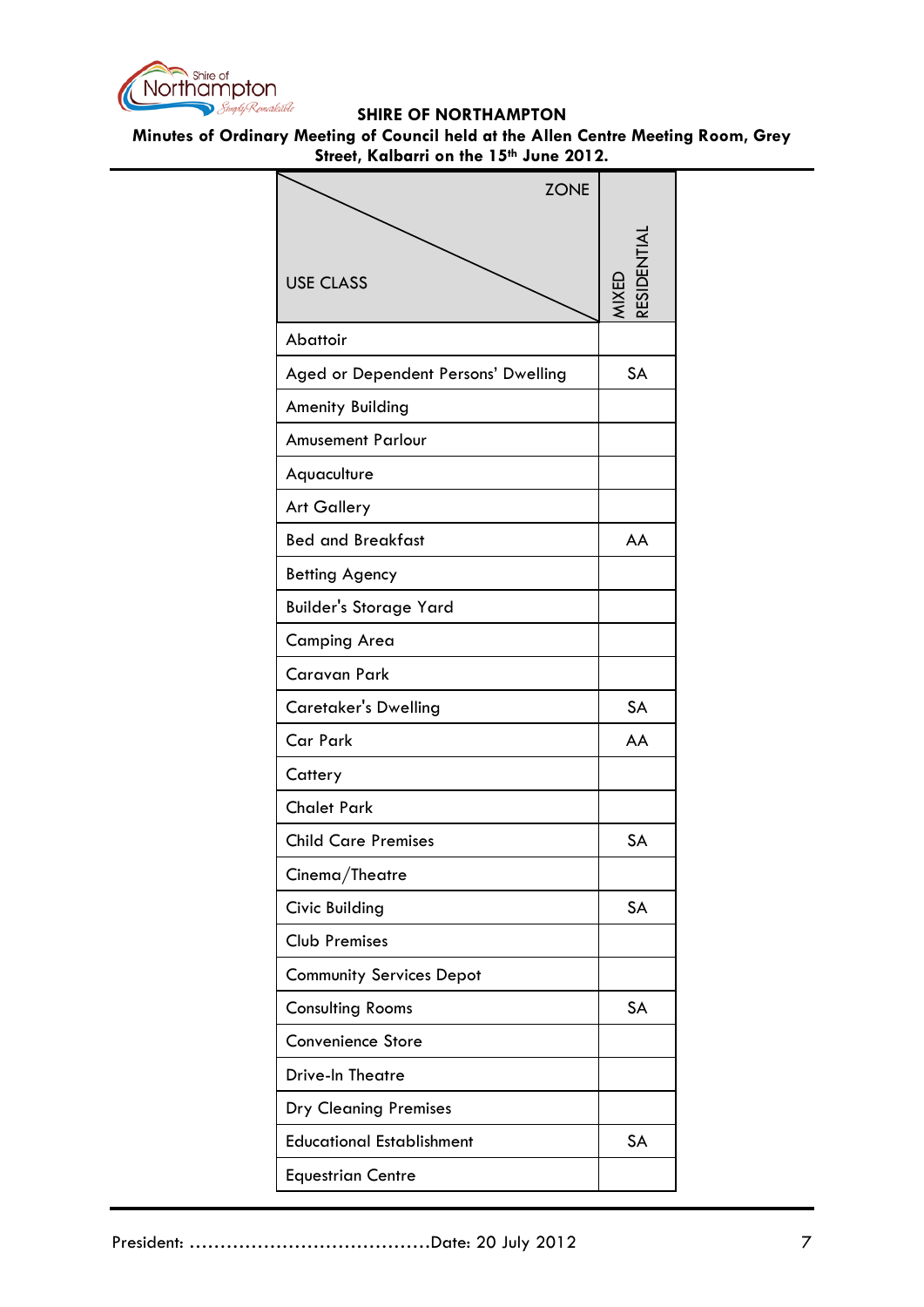| USE CLASS / ZONE | MIXED RESIDENTIAL |
|---|---|
| Abattoir | |
| Aged or Dependent Persons' Dwelling | SA |
| Amenity Building | |
| Amusement Parlour | |
| Aquaculture | |
| Art Gallery | |
| Bed and Breakfast | AA |
| Betting Agency | |
| Builder's Storage Yard | |
| Camping Area | |
| Caravan Park | |
| Caretaker's Dwelling | SA |
| Car Park | AA |
| Cattery | |
| Chalet Park | |
| Child Care Premises | SA |
| Cinema/Theatre | |
| Civic Building | SA |
| Club Premises | |
| Community Services Depot | |
| Consulting Rooms | SA |
| Convenience Store | |
| Drive-In Theatre | |
| Dry Cleaning Premises | |
| Educational Establishment | SA |
| Equestrian Centre | |

President: ……………………………………Date: 20 July 2012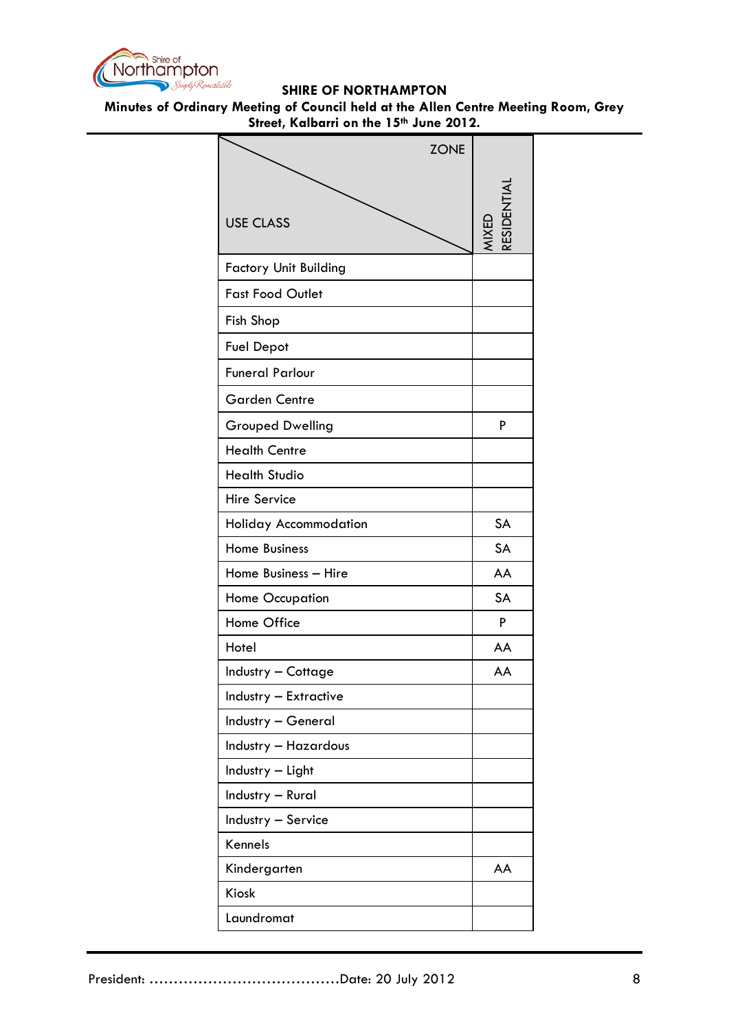| USE CLASS / ZONE | MIXED RESIDENTIAL |
|---|---|
| Factory Unit Building | |
| Fast Food Outlet | |
| Fish Shop | |
| Fuel Depot | |
| Funeral Parlour | |
| Garden Centre | |
| Grouped Dwelling | P |
| Health Centre | |
| Health Studio | |
| Hire Service | |
| Holiday Accommodation | SA |
| Home Business | SA |
| Home Business – Hire | AA |
| Home Occupation | SA |
| Home Office | P |
| Hotel | AA |
| Industry – Cottage | AA |
| Industry – Extractive | |
| Industry – General | |
| Industry – Hazardous | |
| Industry – Light | |
| Industry – Rural | |
| Industry – Service | |
| Kennels | |
| Kindergarten | AA |
| Kiosk | |
| Laundromat | |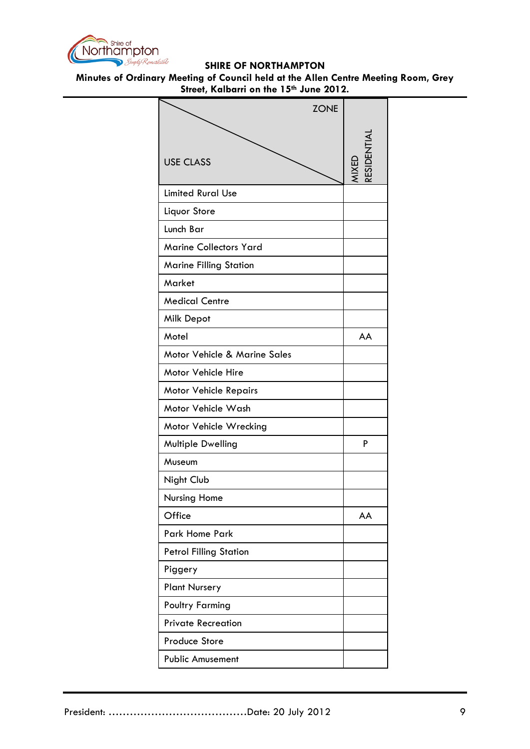| USE CLASS / ZONE | MIXED RESIDENTIAL |
|---|---|
| Limited Rural Use | |
| Liquor Store | |
| Lunch Bar | |
| Marine Collectors Yard | |
| Marine Filling Station | |
| Market | |
| Medical Centre | |
| Milk Depot | |
| Motel | AA |
| Motor Vehicle & Marine Sales | |
| Motor Vehicle Hire | |
| Motor Vehicle Repairs | |
| Motor Vehicle Wash | |
| Motor Vehicle Wrecking | |
| Multiple Dwelling | P |
| Museum | |
| Night Club | |
| Nursing Home | |
| Office | AA |
| Park Home Park | |
| Petrol Filling Station | |
| Piggery | |
| Plant Nursery | |
| Poultry Farming | |
| Private Recreation | |
| Produce Store | |
| Public Amusement | |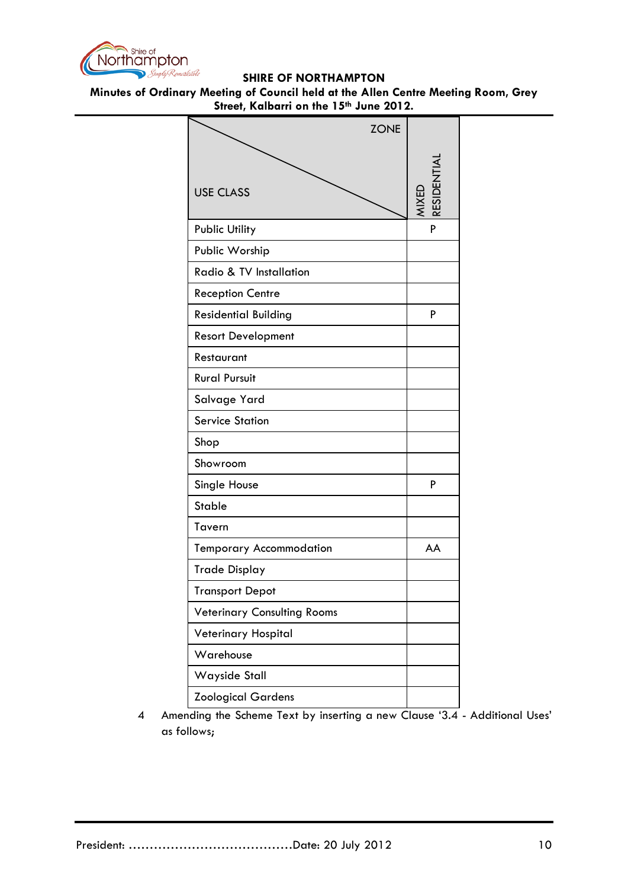| ZONE / USE CLASS | MIXED RESIDENTIAL |
|---|---|
| Public Utility | P |
| Public Worship | |
| Radio & TV Installation | |
| Reception Centre | |
| Residential Building | P |
| Resort Development | |
| Restaurant | |
| Rural Pursuit | |
| Salvage Yard | |
| Service Station | |
| Shop | |
| Showroom | |
| Single House | P |
| Stable | |
| Tavern | |
| Temporary Accommodation | AA |
| Trade Display | |
| Transport Depot | |
| Veterinary Consulting Rooms | |
| Veterinary Hospital | |
| Warehouse | |
| Wayside Stall | |
| Zoological Gardens | |

4 Amending the Scheme Text by inserting a new Clause '3.4 - Additional Uses' as follows;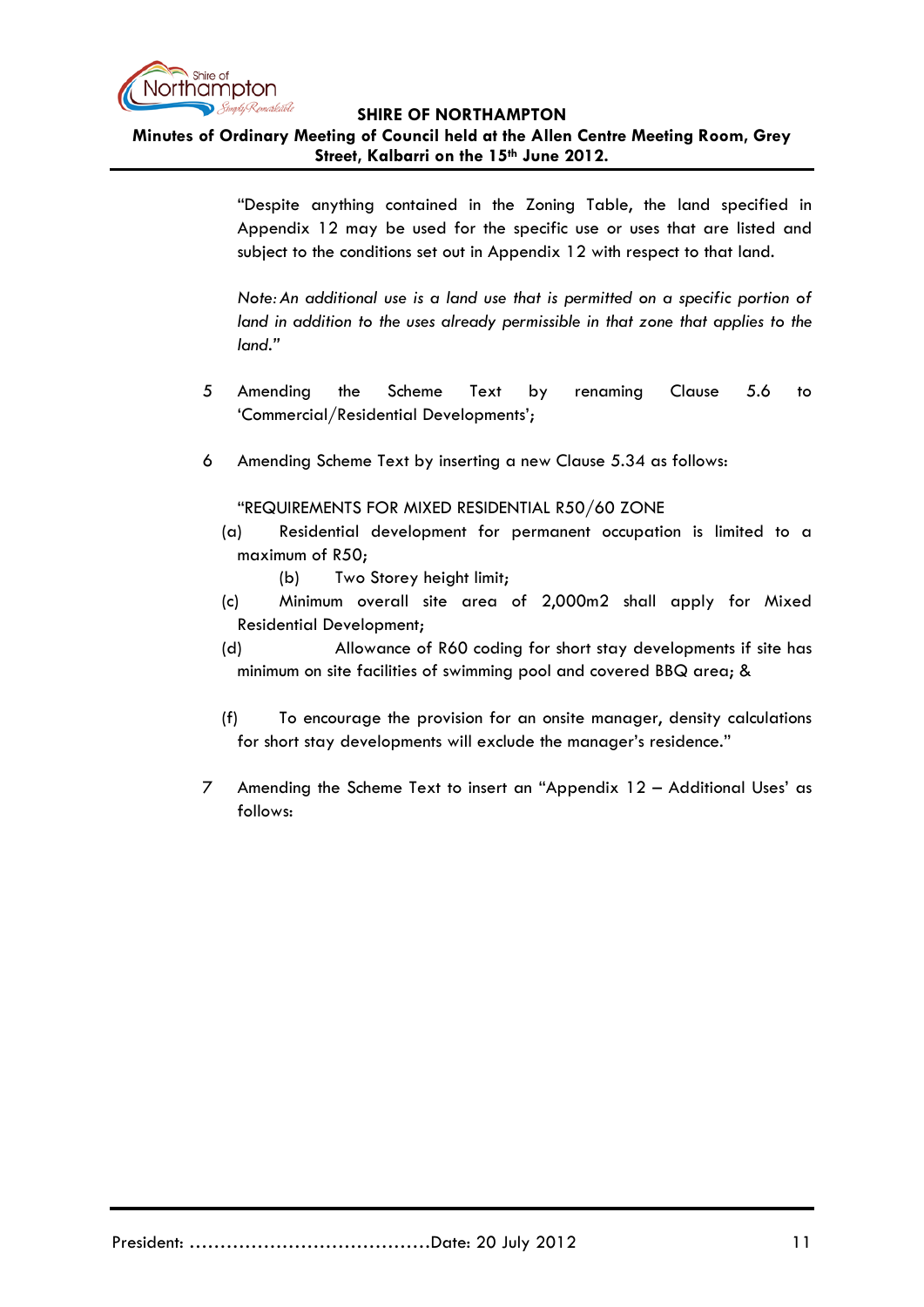"Despite anything contained in the Zoning Table, the land specified in Appendix 12 may be used for the specific use or uses that are listed and subject to the conditions set out in Appendix 12 with respect to that land.

*Note: An additional use is a land use that is permitted on a specific portion of land in addition to the uses already permissible in that zone that applies to the land."*

5 Amending the Scheme Text by renaming Clause 5.6 to 'Commercial/Residential Developments';

6 Amending Scheme Text by inserting a new Clause 5.34 as follows:

"REQUIREMENTS FOR MIXED RESIDENTIAL R50/60 ZONE

(a) Residential development for permanent occupation is limited to a maximum of R50;

(b) Two Storey height limit;

(c) Minimum overall site area of 2,000m2 shall apply for Mixed Residential Development;

(d) Allowance of R60 coding for short stay developments if site has minimum on site facilities of swimming pool and covered BBQ area; &

(f) To encourage the provision for an onsite manager, density calculations for short stay developments will exclude the manager's residence."

7 Amending the Scheme Text to insert an "Appendix 12 – Additional Uses' as follows:

President: ……………………………………Date: 20 July 2012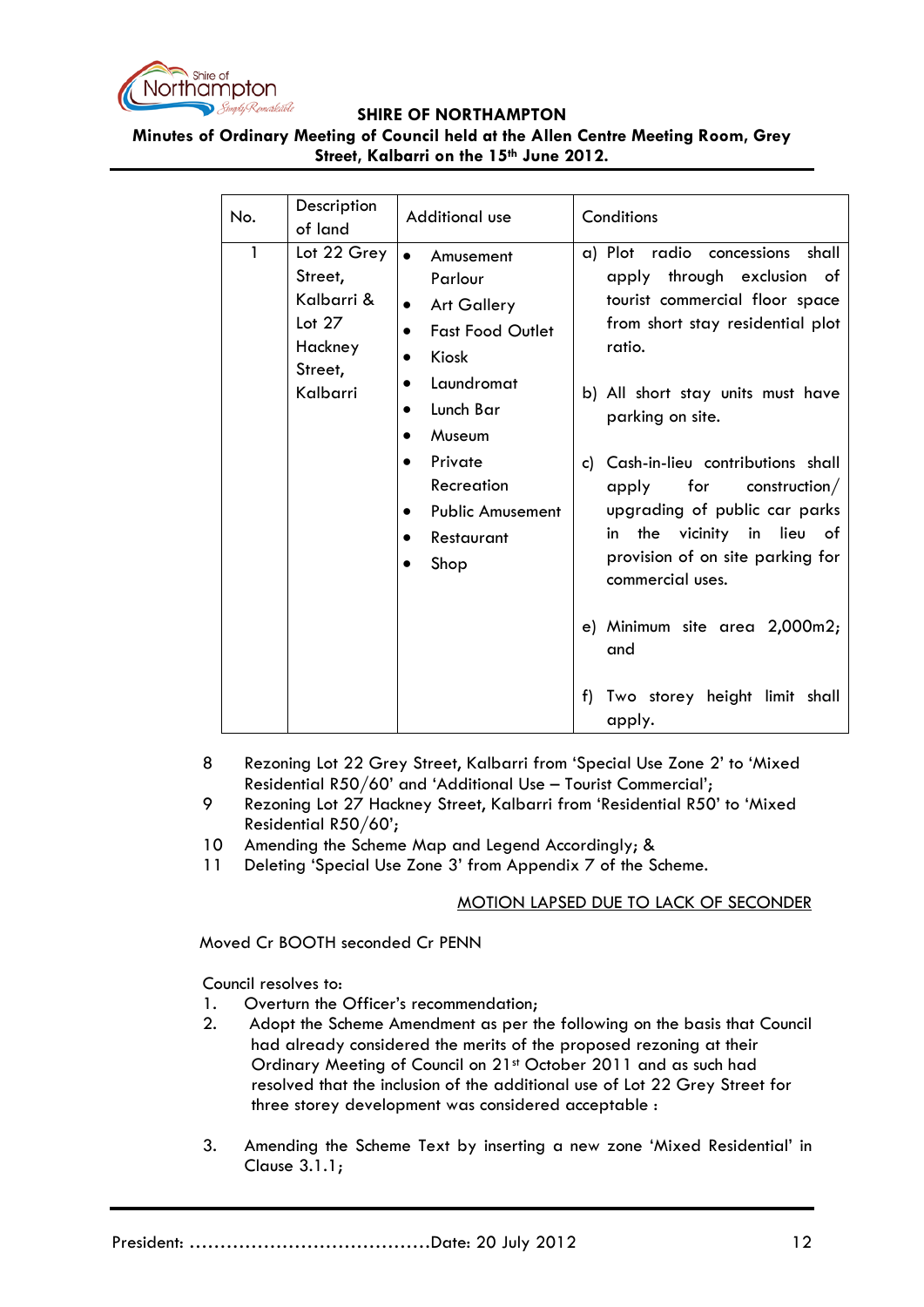| No. | Description of land | Additional use | Conditions |
|---|---|---|---|
| 1 | Lot 22 Grey Street, Kalbarri & Lot 27 Hackney Street, Kalbarri | • Amusement Parlour<br>• Art Gallery<br>• Fast Food Outlet<br>• Kiosk<br>• Laundromat<br>• Lunch Bar<br>• Museum<br>• Private Recreation<br>• Public Amusement<br>• Restaurant<br>• Shop | a) Plot radio concessions shall apply through exclusion of tourist commercial floor space from short stay residential plot ratio.<br><br>b) All short stay units must have parking on site.<br><br>c) Cash-in-lieu contributions shall apply for construction/ upgrading of public car parks in the vicinity in lieu of provision of on site parking for commercial uses.<br><br>e) Minimum site area 2,000m2; and<br><br>f) Two storey height limit shall apply. |

8 Rezoning Lot 22 Grey Street, Kalbarri from 'Special Use Zone 2' to 'Mixed Residential R50/60' and 'Additional Use – Tourist Commercial';

9 Rezoning Lot 27 Hackney Street, Kalbarri from 'Residential R50' to 'Mixed Residential R50/60';

10 Amending the Scheme Map and Legend Accordingly; &

11 Deleting 'Special Use Zone 3' from Appendix 7 of the Scheme.

MOTION LAPSED DUE TO LACK OF SECONDER

Moved Cr BOOTH seconded Cr PENN

Council resolves to:

1. Overturn the Officer's recommendation;
2. Adopt the Scheme Amendment as per the following on the basis that Council had already considered the merits of the proposed rezoning at their Ordinary Meeting of Council on 21st October 2011 and as such had resolved that the inclusion of the additional use of Lot 22 Grey Street for three storey development was considered acceptable :
3. Amending the Scheme Text by inserting a new zone 'Mixed Residential' in Clause 3.1.1;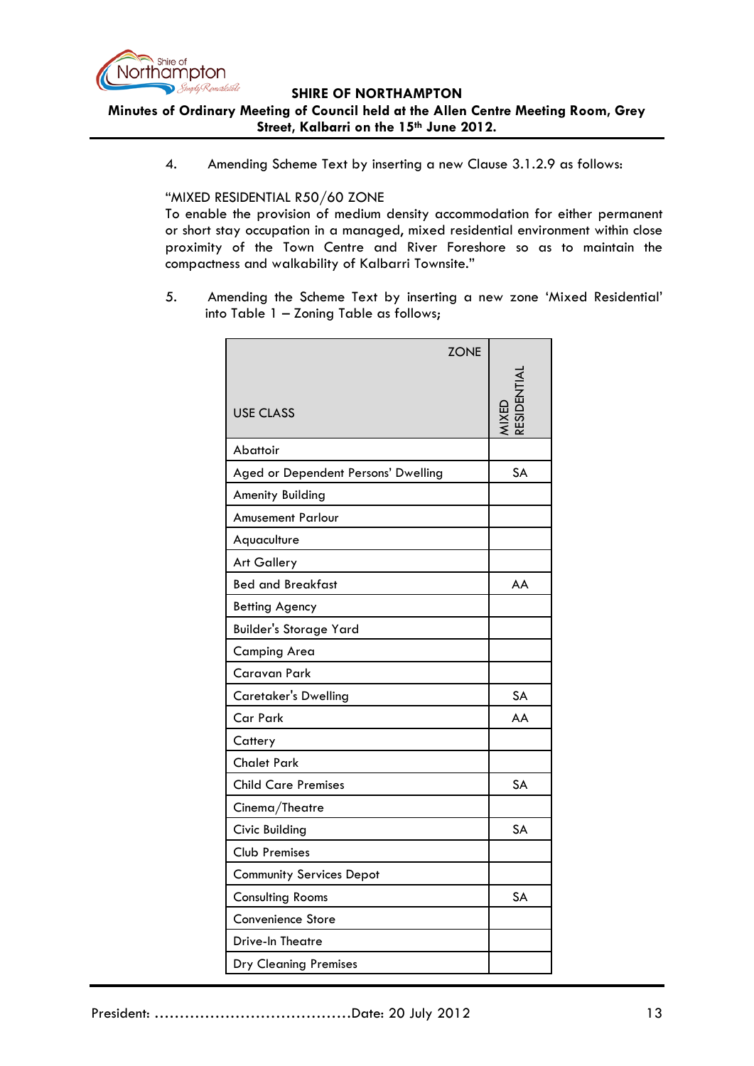4. Amending Scheme Text by inserting a new Clause 3.1.2.9 as follows:

"MIXED RESIDENTIAL R50/60 ZONE
To enable the provision of medium density accommodation for either permanent or short stay occupation in a managed, mixed residential environment within close proximity of the Town Centre and River Foreshore so as to maintain the compactness and walkability of Kalbarri Townsite."

5. Amending the Scheme Text by inserting a new zone 'Mixed Residential' into Table 1 – Zoning Table as follows;

| ZONE / USE CLASS | MIXED RESIDENTIAL |
|---|---|
| Abattoir | |
| Aged or Dependent Persons' Dwelling | SA |
| Amenity Building | |
| Amusement Parlour | |
| Aquaculture | |
| Art Gallery | |
| Bed and Breakfast | AA |
| Betting Agency | |
| Builder's Storage Yard | |
| Camping Area | |
| Caravan Park | |
| Caretaker's Dwelling | SA |
| Car Park | AA |
| Cattery | |
| Chalet Park | |
| Child Care Premises | SA |
| Cinema/Theatre | |
| Civic Building | SA |
| Club Premises | |
| Community Services Depot | |
| Consulting Rooms | SA |
| Convenience Store | |
| Drive-In Theatre | |
| Dry Cleaning Premises | |

President: …………………………………Date: 20 July 2012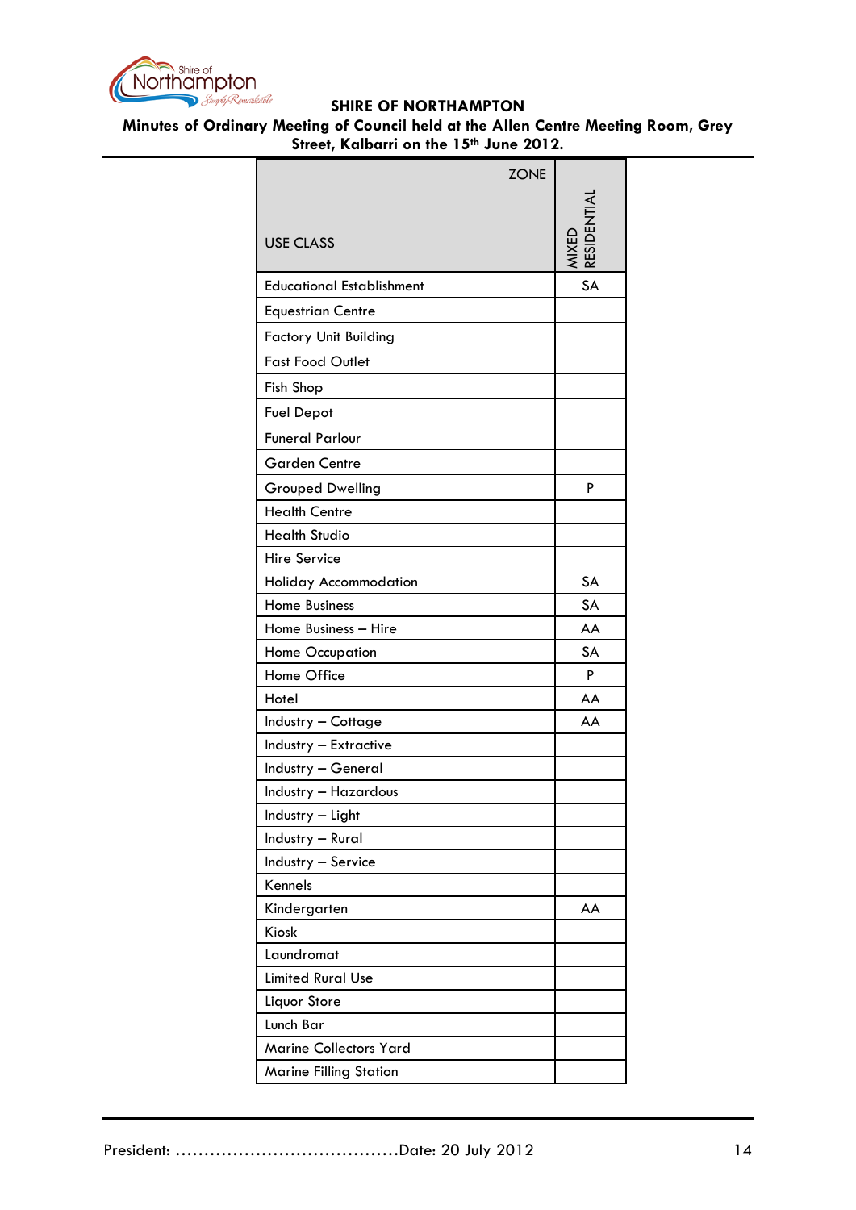| USE CLASS / ZONE | MIXED RESIDENTIAL |
|---|---|
| Educational Establishment | SA |
| Equestrian Centre | |
| Factory Unit Building | |
| Fast Food Outlet | |
| Fish Shop | |
| Fuel Depot | |
| Funeral Parlour | |
| Garden Centre | |
| Grouped Dwelling | P |
| Health Centre | |
| Health Studio | |
| Hire Service | |
| Holiday Accommodation | SA |
| Home Business | SA |
| Home Business – Hire | AA |
| Home Occupation | SA |
| Home Office | P |
| Hotel | AA |
| Industry – Cottage | AA |
| Industry – Extractive | |
| Industry – General | |
| Industry – Hazardous | |
| Industry – Light | |
| Industry – Rural | |
| Industry – Service | |
| Kennels | |
| Kindergarten | AA |
| Kiosk | |
| Laundromat | |
| Limited Rural Use | |
| Liquor Store | |
| Lunch Bar | |
| Marine Collectors Yard | |
| Marine Filling Station | |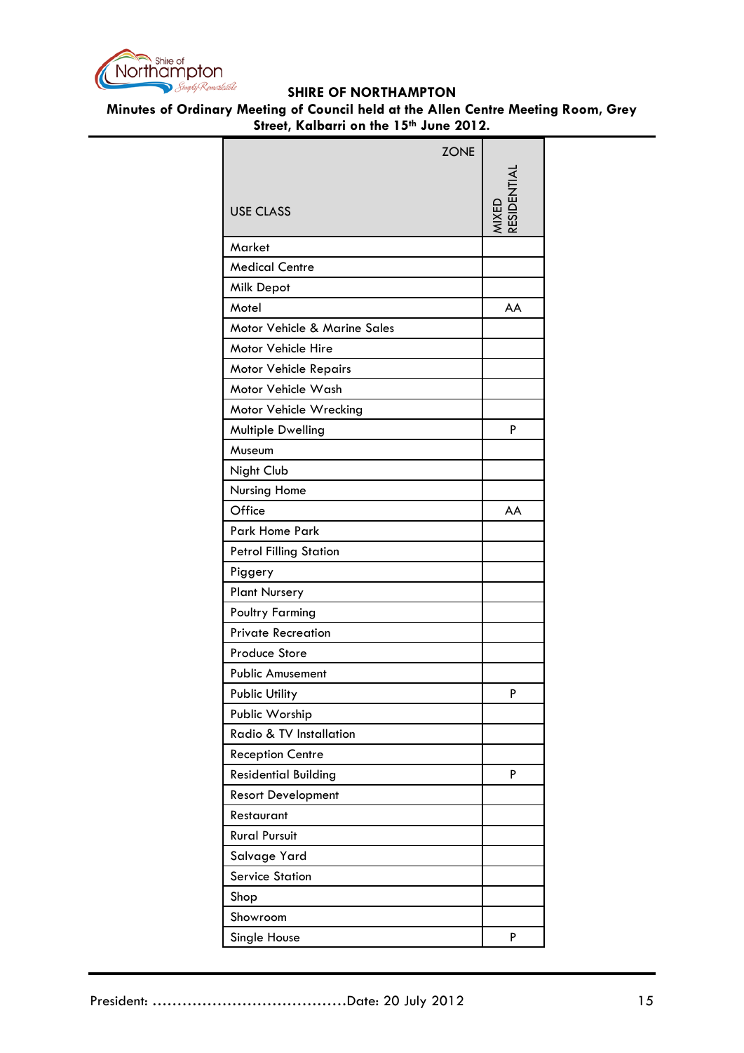| USE CLASS / ZONE | MIXED RESIDENTIAL |
|---|---|
| Market | |
| Medical Centre | |
| Milk Depot | |
| Motel | AA |
| Motor Vehicle & Marine Sales | |
| Motor Vehicle Hire | |
| Motor Vehicle Repairs | |
| Motor Vehicle Wash | |
| Motor Vehicle Wrecking | |
| Multiple Dwelling | P |
| Museum | |
| Night Club | |
| Nursing Home | |
| Office | AA |
| Park Home Park | |
| Petrol Filling Station | |
| Piggery | |
| Plant Nursery | |
| Poultry Farming | |
| Private Recreation | |
| Produce Store | |
| Public Amusement | |
| Public Utility | P |
| Public Worship | |
| Radio & TV Installation | |
| Reception Centre | |
| Residential Building | P |
| Resort Development | |
| Restaurant | |
| Rural Pursuit | |
| Salvage Yard | |
| Service Station | |
| Shop | |
| Showroom | |
| Single House | P |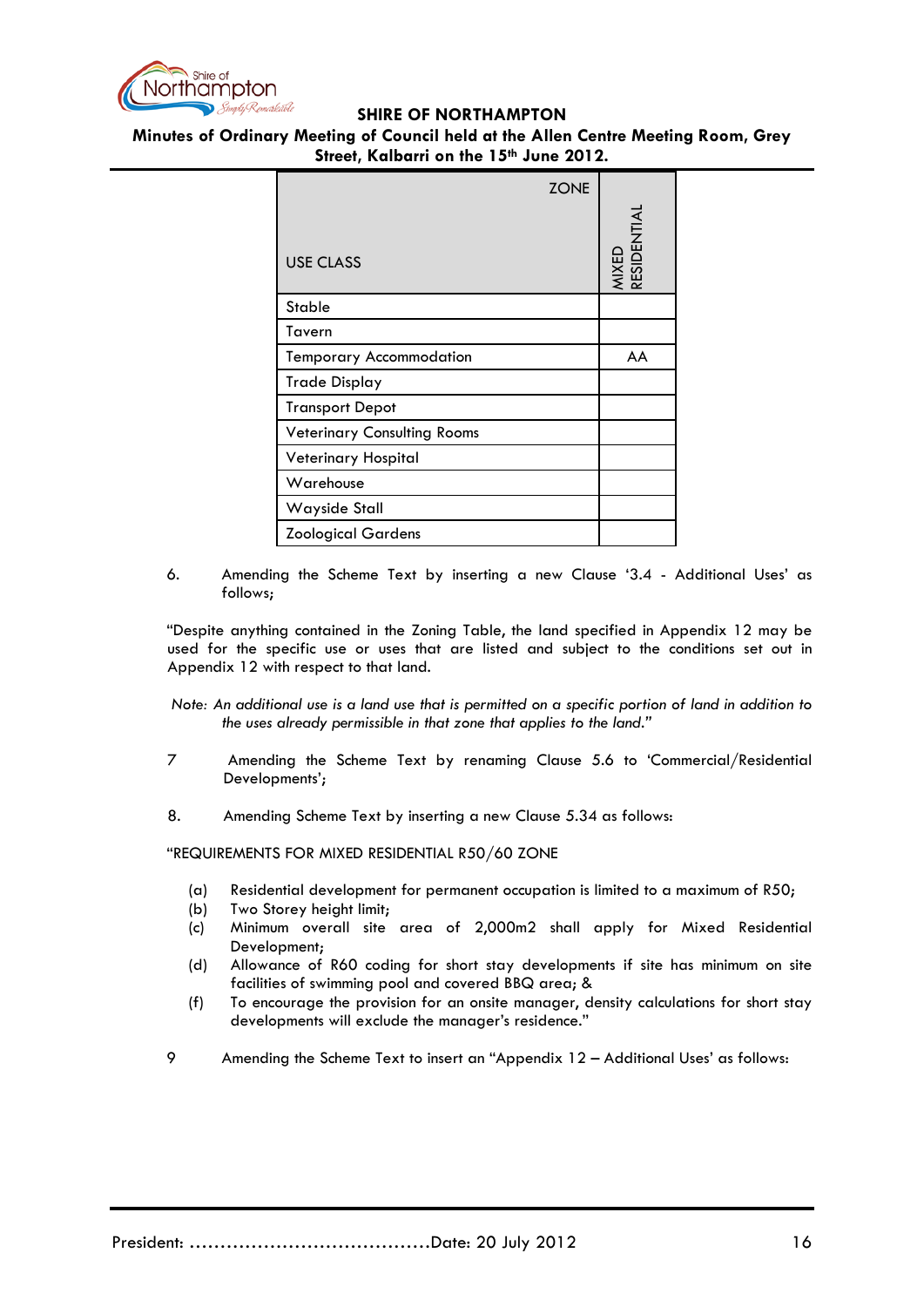| USE CLASS / ZONE | MIXED RESIDENTIAL |
|---|---|
| Stable | |
| Tavern | |
| Temporary Accommodation | AA |
| Trade Display | |
| Transport Depot | |
| Veterinary Consulting Rooms | |
| Veterinary Hospital | |
| Warehouse | |
| Wayside Stall | |
| Zoological Gardens | |

6. Amending the Scheme Text by inserting a new Clause '3.4 - Additional Uses' as follows;

"Despite anything contained in the Zoning Table, the land specified in Appendix 12 may be used for the specific use or uses that are listed and subject to the conditions set out in Appendix 12 with respect to that land.

*Note: An additional use is a land use that is permitted on a specific portion of land in addition to the uses already permissible in that zone that applies to the land."*

7 Amending the Scheme Text by renaming Clause 5.6 to 'Commercial/Residential Developments';

8. Amending Scheme Text by inserting a new Clause 5.34 as follows:

"REQUIREMENTS FOR MIXED RESIDENTIAL R50/60 ZONE

(a) Residential development for permanent occupation is limited to a maximum of R50;
(b) Two Storey height limit;
(c) Minimum overall site area of 2,000m2 shall apply for Mixed Residential Development;
(d) Allowance of R60 coding for short stay developments if site has minimum on site facilities of swimming pool and covered BBQ area; &
(f) To encourage the provision for an onsite manager, density calculations for short stay developments will exclude the manager's residence."

9 Amending the Scheme Text to insert an "Appendix 12 – Additional Uses' as follows: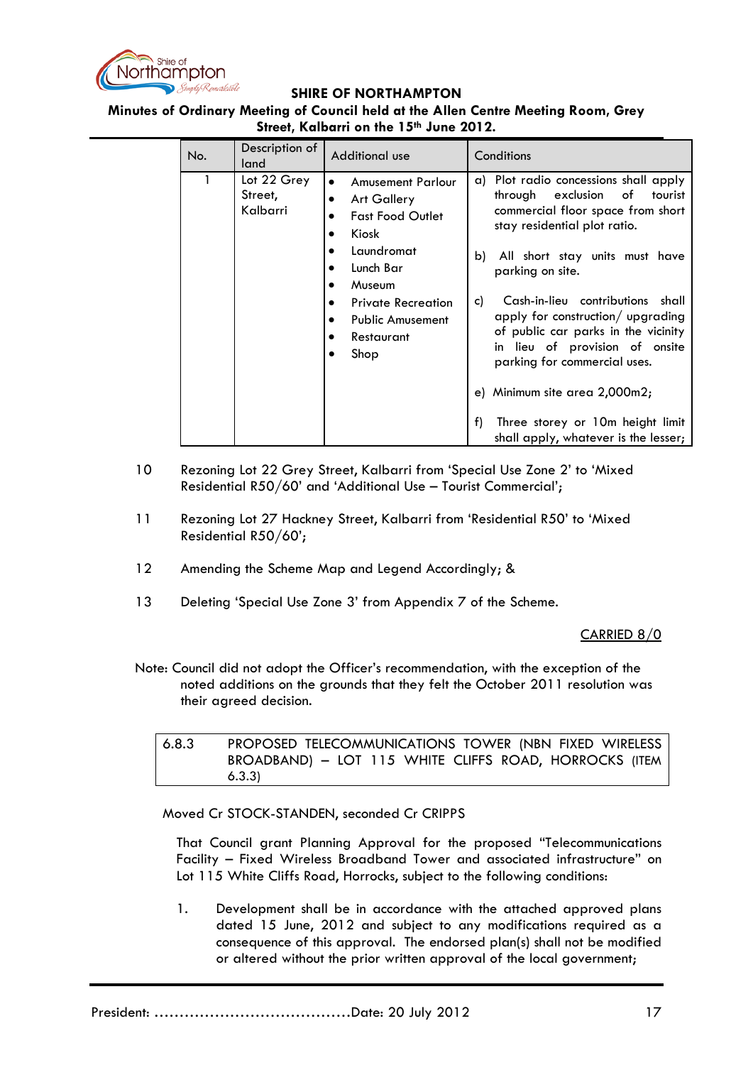| No. | Description of land | Additional use | Conditions |
|---|---|---|---|
| 1 | Lot 22 Grey Street, Kalbarri | • Amusement Parlour<br>• Art Gallery<br>• Fast Food Outlet<br>• Kiosk<br>• Laundromat<br>• Lunch Bar<br>• Museum<br>• Private Recreation<br>• Public Amusement<br>• Restaurant<br>• Shop | a) Plot radio concessions shall apply through exclusion of tourist commercial floor space from short stay residential plot ratio.<br><br>b) All short stay units must have parking on site.<br><br>c) Cash-in-lieu contributions shall apply for construction/ upgrading of public car parks in the vicinity in lieu of provision of onsite parking for commercial uses.<br><br>e) Minimum site area 2,000m2;<br><br>f) Three storey or 10m height limit shall apply, whatever is the lesser; |

10 Rezoning Lot 22 Grey Street, Kalbarri from 'Special Use Zone 2' to 'Mixed Residential R50/60' and 'Additional Use – Tourist Commercial';

11 Rezoning Lot 27 Hackney Street, Kalbarri from 'Residential R50' to 'Mixed Residential R50/60';

12 Amending the Scheme Map and Legend Accordingly; &

13 Deleting 'Special Use Zone 3' from Appendix 7 of the Scheme.

CARRIED 8/0

Note: Council did not adopt the Officer's recommendation, with the exception of the noted additions on the grounds that they felt the October 2011 resolution was their agreed decision.

### 6.8.3 PROPOSED TELECOMMUNICATIONS TOWER (NBN FIXED WIRELESS BROADBAND) – LOT 115 WHITE CLIFFS ROAD, HORROCKS (ITEM 6.3.3)

Moved Cr STOCK-STANDEN, seconded Cr CRIPPS

That Council grant Planning Approval for the proposed "Telecommunications Facility – Fixed Wireless Broadband Tower and associated infrastructure" on Lot 115 White Cliffs Road, Horrocks, subject to the following conditions:

1. Development shall be in accordance with the attached approved plans dated 15 June, 2012 and subject to any modifications required as a consequence of this approval. The endorsed plan(s) shall not be modified or altered without the prior written approval of the local government;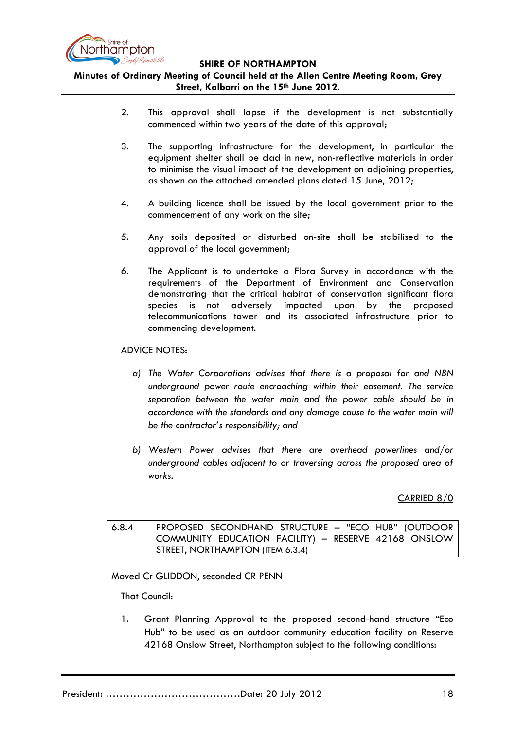2. This approval shall lapse if the development is not substantially commenced within two years of the date of this approval;

3. The supporting infrastructure for the development, in particular the equipment shelter shall be clad in new, non-reflective materials in order to minimise the visual impact of the development on adjoining properties, as shown on the attached amended plans dated 15 June, 2012;

4. A building licence shall be issued by the local government prior to the commencement of any work on the site;

5. Any soils deposited or disturbed on-site shall be stabilised to the approval of the local government;

6. The Applicant is to undertake a Flora Survey in accordance with the requirements of the Department of Environment and Conservation demonstrating that the critical habitat of conservation significant flora species is not adversely impacted upon by the proposed telecommunications tower and its associated infrastructure prior to commencing development.

ADVICE NOTES:

*a) The Water Corporations advises that there is a proposal for and NBN underground power route encroaching within their easement. The service separation between the water main and the power cable should be in accordance with the standards and any damage cause to the water main will be the contractor's responsibility; and*

*b) Western Power advises that there are overhead powerlines and/or underground cables adjacent to or traversing across the proposed area of works.*

CARRIED 8/0

### 6.8.4 PROPOSED SECONDHAND STRUCTURE – "ECO HUB" (OUTDOOR COMMUNITY EDUCATION FACILITY) – RESERVE 42168 ONSLOW STREET, NORTHAMPTON (ITEM 6.3.4)

Moved Cr GLIDDON, seconded CR PENN

That Council:

1. Grant Planning Approval to the proposed second-hand structure "Eco Hub" to be used as an outdoor community education facility on Reserve 42168 Onslow Street, Northampton subject to the following conditions: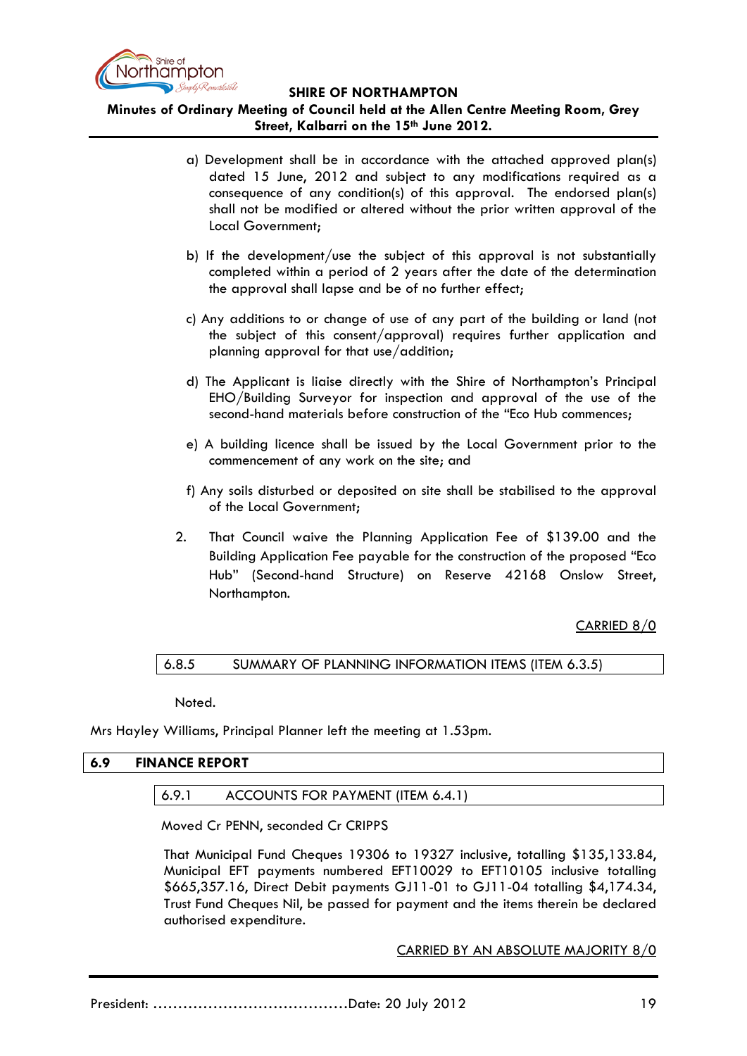a) Development shall be in accordance with the attached approved plan(s) dated 15 June, 2012 and subject to any modifications required as a consequence of any condition(s) of this approval. The endorsed plan(s) shall not be modified or altered without the prior written approval of the Local Government;

b) If the development/use the subject of this approval is not substantially completed within a period of 2 years after the date of the determination the approval shall lapse and be of no further effect;

c) Any additions to or change of use of any part of the building or land (not the subject of this consent/approval) requires further application and planning approval for that use/addition;

d) The Applicant is liaise directly with the Shire of Northampton's Principal EHO/Building Surveyor for inspection and approval of the use of the second-hand materials before construction of the "Eco Hub commences;

e) A building licence shall be issued by the Local Government prior to the commencement of any work on the site; and

f) Any soils disturbed or deposited on site shall be stabilised to the approval of the Local Government;

2. That Council waive the Planning Application Fee of $139.00 and the Building Application Fee payable for the construction of the proposed "Eco Hub" (Second-hand Structure) on Reserve 42168 Onslow Street, Northampton.

<u>CARRIED 8/0</u>

### 6.8.5 SUMMARY OF PLANNING INFORMATION ITEMS (ITEM 6.3.5)

Noted.

Mrs Hayley Williams, Principal Planner left the meeting at 1.53pm.

## 6.9 FINANCE REPORT

### 6.9.1 ACCOUNTS FOR PAYMENT (ITEM 6.4.1)

Moved Cr PENN, seconded Cr CRIPPS

That Municipal Fund Cheques 19306 to 19327 inclusive, totalling $135,133.84, Municipal EFT payments numbered EFT10029 to EFT10105 inclusive totalling $665,357.16, Direct Debit payments GJ11-01 to GJ11-04 totalling $4,174.34, Trust Fund Cheques Nil, be passed for payment and the items therein be declared authorised expenditure.

<u>CARRIED BY AN ABSOLUTE MAJORITY 8/0</u>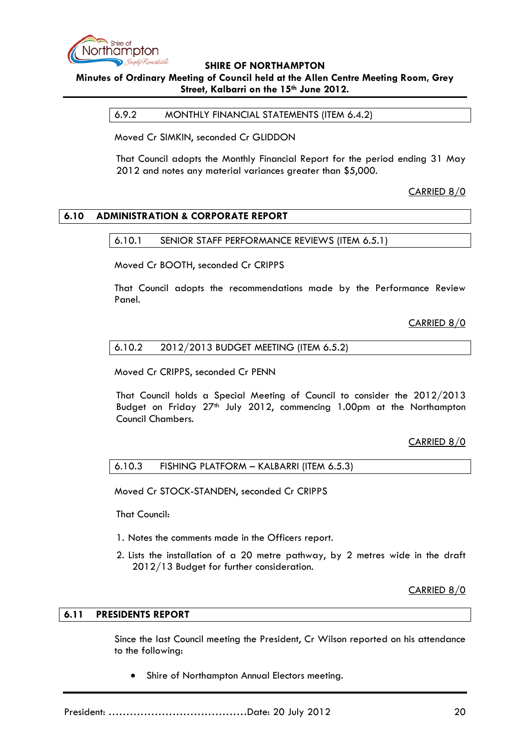### 6.9.2 MONTHLY FINANCIAL STATEMENTS (ITEM 6.4.2)

Moved Cr SIMKIN, seconded Cr GLIDDON

That Council adopts the Monthly Financial Report for the period ending 31 May 2012 and notes any material variances greater than $5,000.

CARRIED 8/0

## 6.10 ADMINISTRATION & CORPORATE REPORT

### 6.10.1 SENIOR STAFF PERFORMANCE REVIEWS (ITEM 6.5.1)

Moved Cr BOOTH, seconded Cr CRIPPS

That Council adopts the recommendations made by the Performance Review Panel.

CARRIED 8/0

### 6.10.2 2012/2013 BUDGET MEETING (ITEM 6.5.2)

Moved Cr CRIPPS, seconded Cr PENN

That Council holds a Special Meeting of Council to consider the 2012/2013 Budget on Friday 27th July 2012, commencing 1.00pm at the Northampton Council Chambers.

CARRIED 8/0

### 6.10.3 FISHING PLATFORM – KALBARRI (ITEM 6.5.3)

Moved Cr STOCK-STANDEN, seconded Cr CRIPPS

That Council:

1. Notes the comments made in the Officers report.
2. Lists the installation of a 20 metre pathway, by 2 metres wide in the draft 2012/13 Budget for further consideration.

CARRIED 8/0

## 6.11 PRESIDENTS REPORT

Since the last Council meeting the President, Cr Wilson reported on his attendance to the following:

- Shire of Northampton Annual Electors meeting.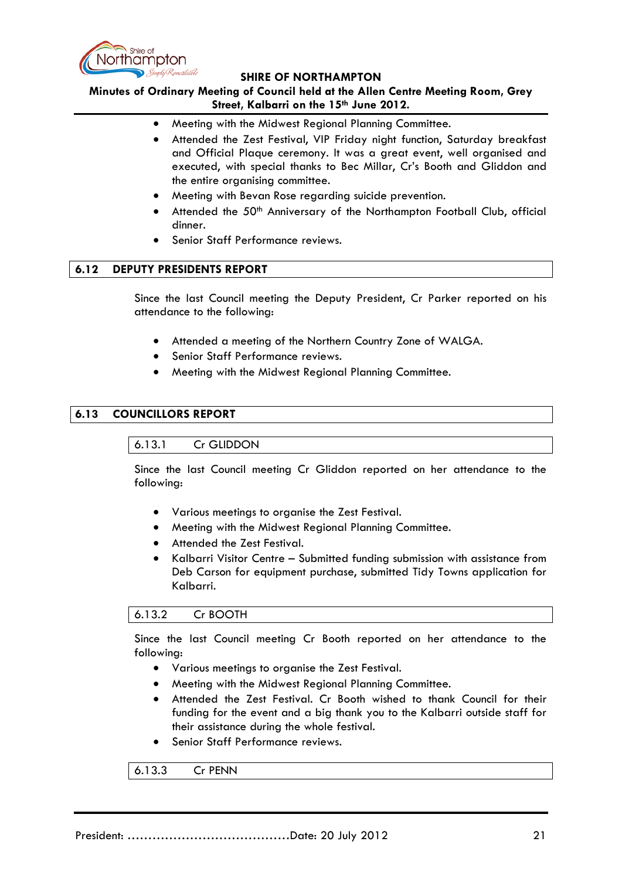- Meeting with the Midwest Regional Planning Committee.
- Attended the Zest Festival, VIP Friday night function, Saturday breakfast and Official Plaque ceremony. It was a great event, well organised and executed, with special thanks to Bec Millar, Cr's Booth and Gliddon and the entire organising committee.
- Meeting with Bevan Rose regarding suicide prevention.
- Attended the 50th Anniversary of the Northampton Football Club, official dinner.
- Senior Staff Performance reviews.

## 6.12 DEPUTY PRESIDENTS REPORT

Since the last Council meeting the Deputy President, Cr Parker reported on his attendance to the following:

- Attended a meeting of the Northern Country Zone of WALGA.
- Senior Staff Performance reviews.
- Meeting with the Midwest Regional Planning Committee.

## 6.13 COUNCILLORS REPORT

### 6.13.1 Cr GLIDDON

Since the last Council meeting Cr Gliddon reported on her attendance to the following:

- Various meetings to organise the Zest Festival.
- Meeting with the Midwest Regional Planning Committee.
- Attended the Zest Festival.
- Kalbarri Visitor Centre – Submitted funding submission with assistance from Deb Carson for equipment purchase, submitted Tidy Towns application for Kalbarri.

### 6.13.2 Cr BOOTH

Since the last Council meeting Cr Booth reported on her attendance to the following:

- Various meetings to organise the Zest Festival.
- Meeting with the Midwest Regional Planning Committee.
- Attended the Zest Festival. Cr Booth wished to thank Council for their funding for the event and a big thank you to the Kalbarri outside staff for their assistance during the whole festival.
- Senior Staff Performance reviews.

### 6.13.3 Cr PENN

President: ......................................Date: 20 July 2012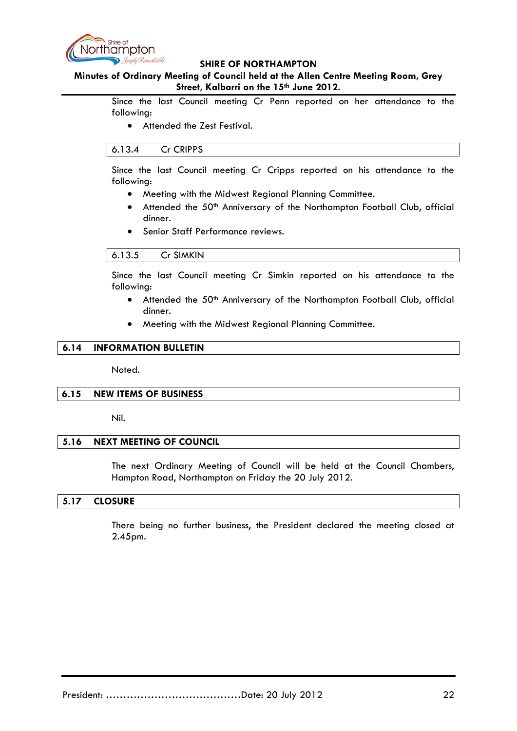Since the last Council meeting Cr Penn reported on her attendance to the following:

- Attended the Zest Festival.

#### 6.13.4 Cr CRIPPS

Since the last Council meeting Cr Cripps reported on his attendance to the following:

- Meeting with the Midwest Regional Planning Committee.
- Attended the 50th Anniversary of the Northampton Football Club, official dinner.
- Senior Staff Performance reviews.

#### 6.13.5 Cr SIMKIN

Since the last Council meeting Cr Simkin reported on his attendance to the following:

- Attended the 50th Anniversary of the Northampton Football Club, official dinner.
- Meeting with the Midwest Regional Planning Committee.

### 6.14 INFORMATION BULLETIN

Noted.

### 6.15 NEW ITEMS OF BUSINESS

Nil.

### 5.16 NEXT MEETING OF COUNCIL

The next Ordinary Meeting of Council will be held at the Council Chambers, Hampton Road, Northampton on Friday the 20 July 2012.

### 5.17 CLOSURE

There being no further business, the President declared the meeting closed at 2.45pm.

President: …………………………………Date: 20 July 2012